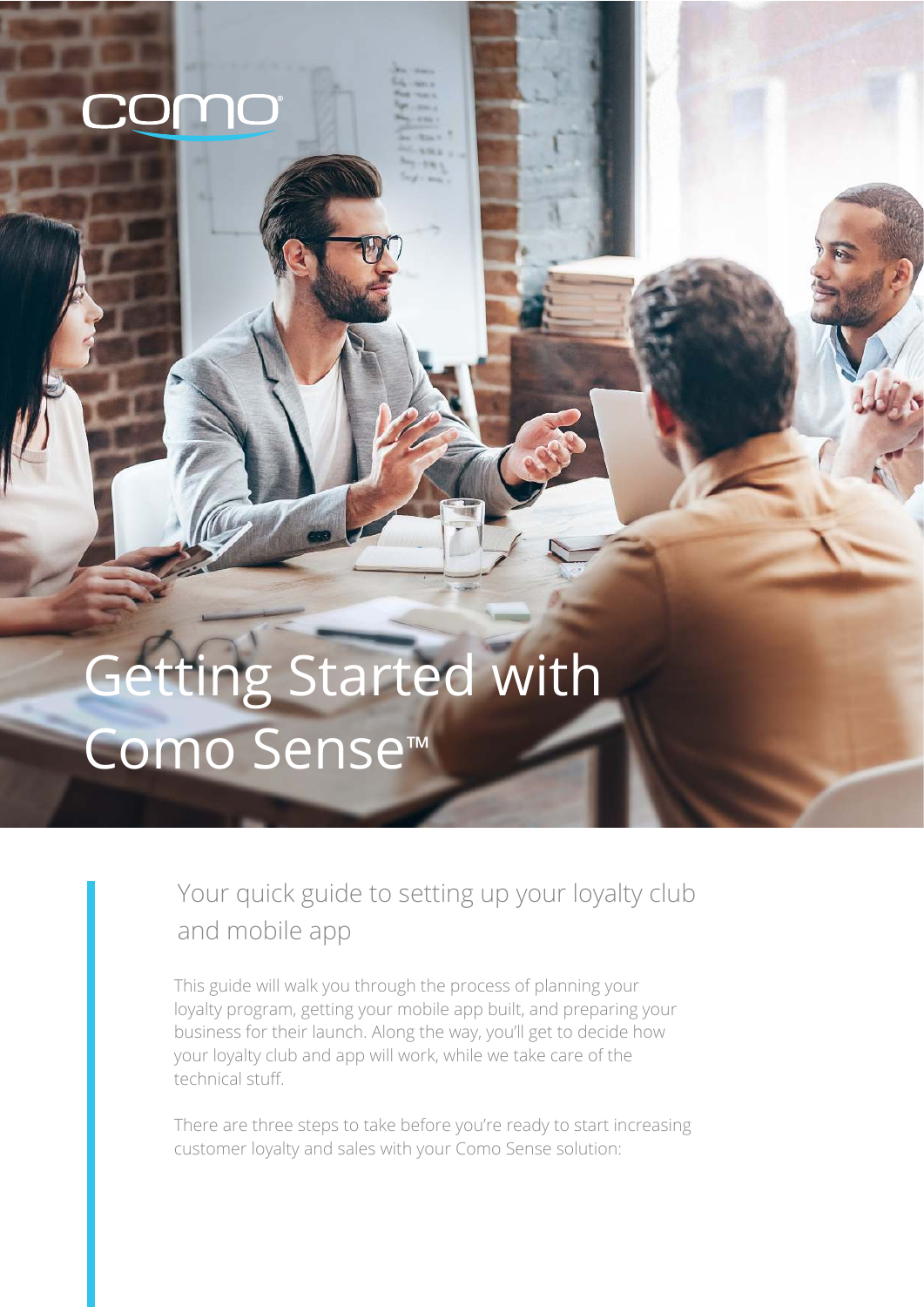# Getting Started with Como Sense™

## Your quick guide to setting up your loyalty club and mobile app

This guide will walk you through the process of planning your loyalty program, getting your mobile app built, and preparing your business for their launch. Along the way, you'll get to decide how your loyalty club and app will work, while we take care of the technical stuff.

There are three steps to take before you're ready to start increasing customer loyalty and sales with your Como Sense solution: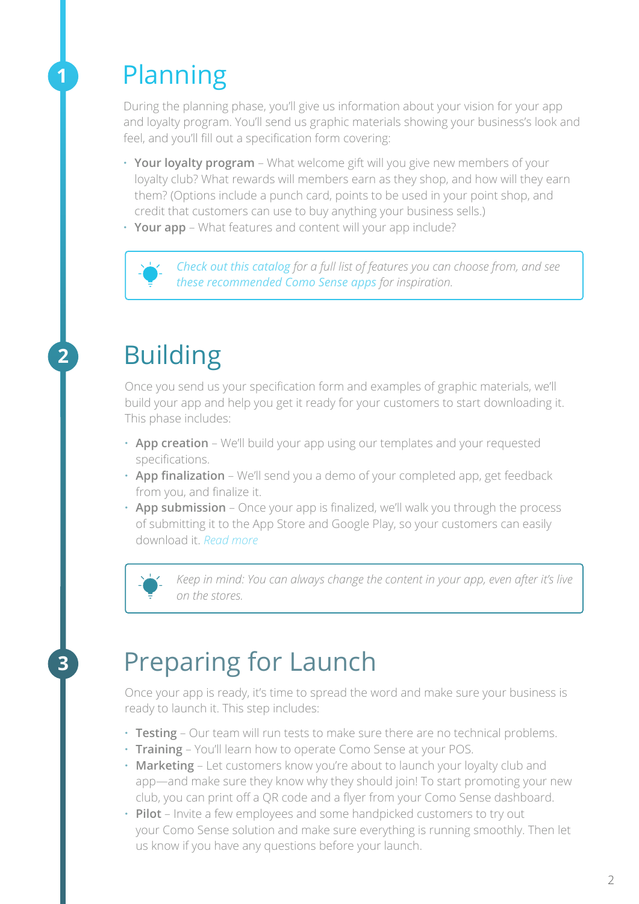# 1 Planning

During the planning phase, you'll give us information about your vision for your app and loyalty program. You'll send us graphic materials showing your business's look and feel, and you'll fill out a specification form covering:

- **Your loyalty program** – What welcome gift will you give new members of your loyalty club? What rewards will members earn as they shop, and how will they earn them? (Options include a punch card, points to be used in your point shop, and credit that customers can use to buy anything your business sells.)
- **Your app** – What features and content will your app include?

> *Check out this catalog for a full list of features you can choose from, and see these recommended Como Sense apps for inspiration.*

# 2 Building

Once you send us your specification form and examples of graphic materials, we'll build your app and help you get it ready for your customers to start downloading it. This phase includes:

- **App creation** – We'll build your app using our templates and your requested specifications.
- **App finalization** – We'll send you a demo of your completed app, get feedback from you, and finalize it.
- **App submission** – Once your app is finalized, we'll walk you through the process of submitting it to the App Store and Google Play, so your customers can easily download it. *Read more*

> *Keep in mind: You can always change the content in your app, even after it's live on the stores.*

# 3 Preparing for Launch

Once your app is ready, it's time to spread the word and make sure your business is ready to launch it. This step includes:

- **Testing** – Our team will run tests to make sure there are no technical problems.
- **Training** – You'll learn how to operate Como Sense at your POS.
- **Marketing** – Let customers know you're about to launch your loyalty club and app—and make sure they know why they should join! To start promoting your new club, you can print off a QR code and a flyer from your Como Sense dashboard.
- **Pilot** – Invite a few employees and some handpicked customers to try out your Como Sense solution and make sure everything is running smoothly. Then let us know if you have any questions before your launch.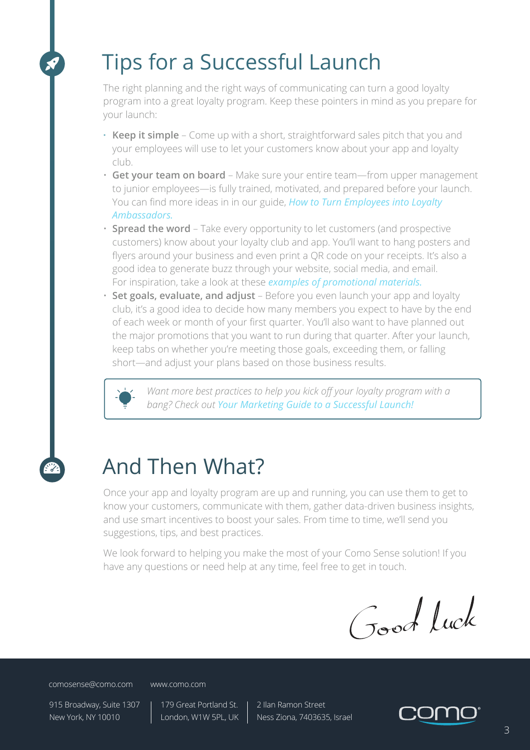# Tips for a Successful Launch

The right planning and the right ways of communicating can turn a good loyalty program into a great loyalty program. Keep these pointers in mind as you prepare for your launch:

- **Keep it simple** – Come up with a short, straightforward sales pitch that you and your employees will use to let your customers know about your app and loyalty club.
- **Get your team on board** – Make sure your entire team—from upper management to junior employees—is fully trained, motivated, and prepared before your launch. You can find more ideas in our guide, *How to Turn Employees into Loyalty Ambassadors.*
- **Spread the word** – Take every opportunity to let customers (and prospective customers) know about your loyalty club and app. You'll want to hang posters and flyers around your business and even print a QR code on your receipts. It's also a good idea to generate buzz through your website, social media, and email. For inspiration, take a look at these ***examples of promotional materials.***
- **Set goals, evaluate, and adjust** – Before you even launch your app and loyalty club, it's a good idea to decide how many members you expect to have by the end of each week or month of your first quarter. You'll also want to have planned out the major promotions that you want to run during that quarter. After your launch, keep tabs on whether you're meeting those goals, exceeding them, or falling short—and adjust your plans based on those business results.

*Want more best practices to help you kick off your loyalty program with a bang? Check out Your Marketing Guide to a Successful Launch!*

# And Then What?

Once your app and loyalty program are up and running, you can use them to get to know your customers, communicate with them, gather data-driven business insights, and use smart incentives to boost your sales. From time to time, we'll send you suggestions, tips, and best practices.

We look forward to helping you make the most of your Como Sense solution! If you have any questions or need help at any time, feel free to get in touch.

Good luck

comosense@como.com www.como.com

915 Broadway, Suite 1307
New York, NY 10010

179 Great Portland St.
London, W1W 5PL, UK

2 Ilan Ramon Street
Ness Ziona, 7403635, Israel

como®